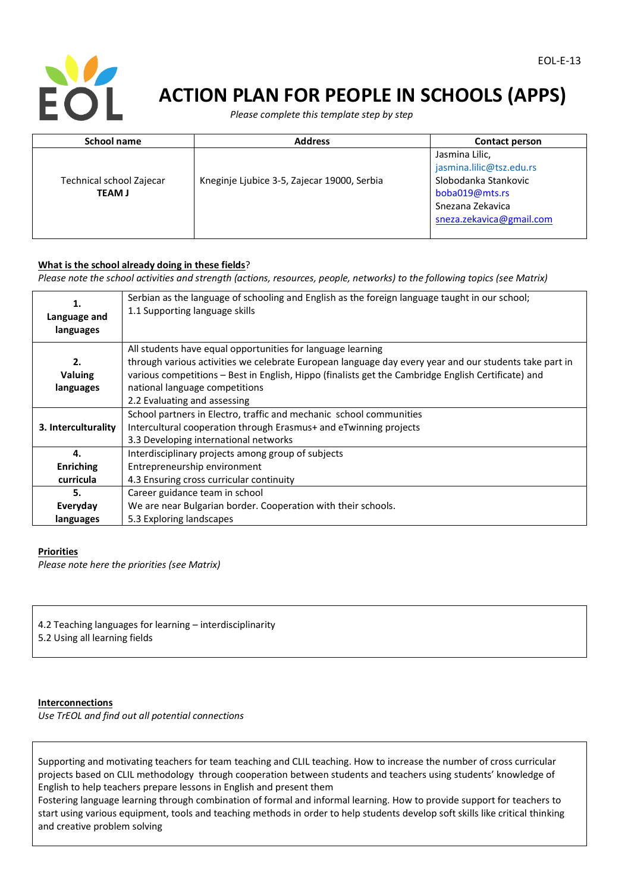EOL-E-13

# ACTION PLAN FOR PEOPLE IN SCHOOLS (APPS)

*Please complete this template step by step*

| School name | Address | Contact person |
|---|---|---|
| Technical school Zajecar<br>**TEAM J** | Kneginje Ljubice 3-5, Zajecar 19000, Serbia | Jasmina Lilic,<br>jasmina.lilic@tsz.edu.rs<br>Slobodanka Stankovic<br>boba019@mts.rs<br>Snezana Zekavica<br>sneza.zekavica@gmail.com |

**What is the school already doing in these fields?**

*Please note the school activities and strength (actions, resources, people, networks) to the following topics (see Matrix)*

| | |
|---|---|
| **1. Language and languages** | Serbian as the language of schooling and English as the foreign language taught in our school;<br>1.1 Supporting language skills |
| **2. Valuing languages** | All students have equal opportunities for language learning<br>through various activities we celebrate European language day every year and our students take part in various competitions – Best in English, Hippo (finalists get the Cambridge English Certificate) and national language competitions<br>2.2 Evaluating and assessing |
| **3. Interculturality** | School partners in Electro, traffic and mechanic school communities<br>Intercultural cooperation through Erasmus+ and eTwinning projects<br>3.3 Developing international networks |
| **4. Enriching curricula** | Interdisciplinary projects among group of subjects<br>Entrepreneurship environment<br>4.3 Ensuring cross curricular continuity |
| **5. Everyday languages** | Career guidance team in school<br>We are near Bulgarian border. Cooperation with their schools.<br>5.3 Exploring landscapes |

**Priorities**

*Please note here the priorities (see Matrix)*

4.2 Teaching languages for learning – interdisciplinarity
5.2 Using all learning fields

**Interconnections**

*Use TrEOL and find out all potential connections*

Supporting and motivating teachers for team teaching and CLIL teaching. How to increase the number of cross curricular projects based on CLIL methodology through cooperation between students and teachers using students' knowledge of English to help teachers prepare lessons in English and present them
Fostering language learning through combination of formal and informal learning. How to provide support for teachers to start using various equipment, tools and teaching methods in order to help students develop soft skills like critical thinking and creative problem solving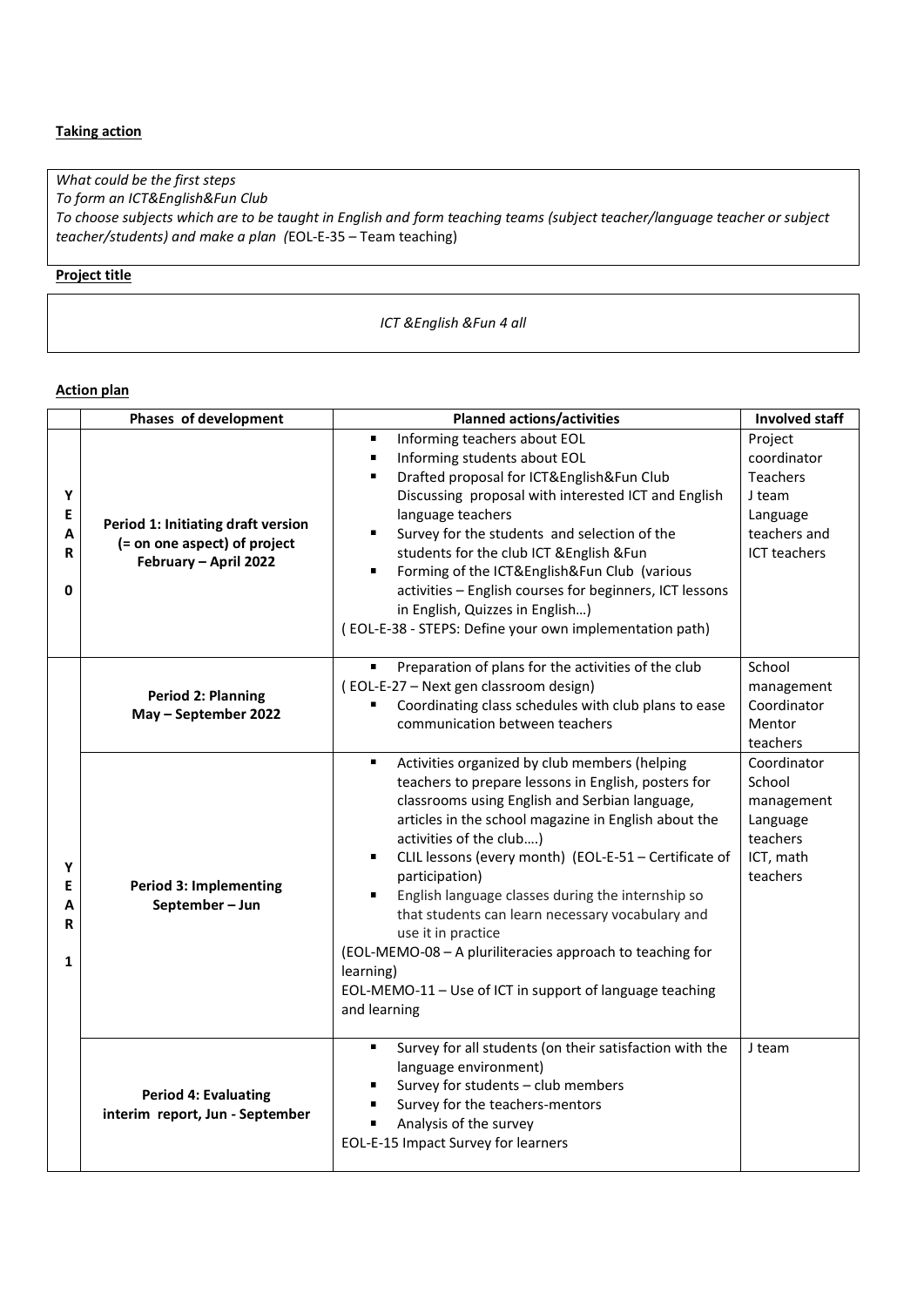**Taking action**

*What could be the first steps*
*To form an ICT&English&Fun Club*
*To choose subjects which are to be taught in English and form teaching teams (subject teacher/language teacher or subject teacher/students) and make a plan (*EOL-E-35 – Team teaching)

**Project title**

*ICT &English &Fun 4 all*

**Action plan**

| | Phases of development | Planned actions/activities | Involved staff |
|---|---|---|---|
| YEAR 0 | **Period 1: Initiating draft version (= on one aspect) of project February – April 2022** | ▪ Informing teachers about EOL<br>▪ Informing students about EOL<br>▪ Drafted proposal for ICT&English&Fun Club Discussing proposal with interested ICT and English language teachers<br>▪ Survey for the students and selection of the students for the club ICT &English &Fun<br>▪ Forming of the ICT&English&Fun Club (various activities – English courses for beginners, ICT lessons in English, Quizzes in English…)<br>( EOL-E-38 - STEPS: Define your own implementation path) | Project coordinator Teachers J team Language teachers and ICT teachers |
| YEAR 1 | **Period 2: Planning May – September 2022** | ▪ Preparation of plans for the activities of the club<br>( EOL-E-27 – Next gen classroom design)<br>▪ Coordinating class schedules with club plans to ease communication between teachers | School management Coordinator Mentor teachers |
| | **Period 3: Implementing September – Jun** | ▪ Activities organized by club members (helping teachers to prepare lessons in English, posters for classrooms using English and Serbian language, articles in the school magazine in English about the activities of the club….)<br>▪ CLIL lessons (every month) (EOL-E-51 – Certificate of participation)<br>▪ English language classes during the internship so that students can learn necessary vocabulary and use it in practice<br>(EOL-MEMO-08 – A pluriliteracies approach to teaching for learning)<br>EOL-MEMO-11 – Use of ICT in support of language teaching and learning | Coordinator School management Language teachers ICT, math teachers |
| | **Period 4: Evaluating interim report, Jun - September** | ▪ Survey for all students (on their satisfaction with the language environment)<br>▪ Survey for students – club members<br>▪ Survey for the teachers-mentors<br>▪ Analysis of the survey<br>EOL-E-15 Impact Survey for learners | J team |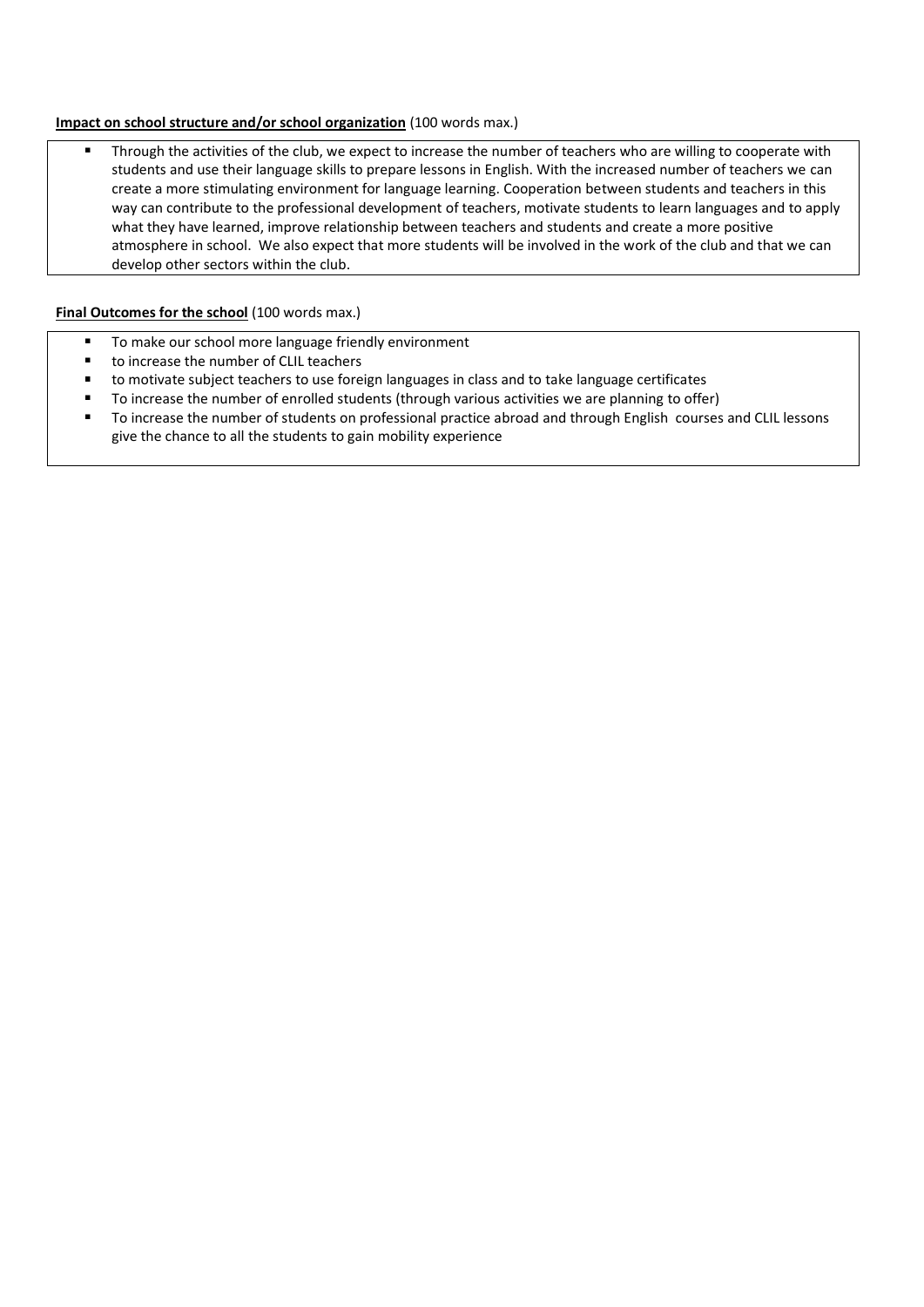**Impact on school structure and/or school organization** (100 words max.)

- Through the activities of the club, we expect to increase the number of teachers who are willing to cooperate with students and use their language skills to prepare lessons in English. With the increased number of teachers we can create a more stimulating environment for language learning. Cooperation between students and teachers in this way can contribute to the professional development of teachers, motivate students to learn languages and to apply what they have learned, improve relationship between teachers and students and create a more positive atmosphere in school. We also expect that more students will be involved in the work of the club and that we can develop other sectors within the club.

**Final Outcomes for the school** (100 words max.)

- To make our school more language friendly environment
- to increase the number of CLIL teachers
- to motivate subject teachers to use foreign languages in class and to take language certificates
- To increase the number of enrolled students (through various activities we are planning to offer)
- To increase the number of students on professional practice abroad and through English courses and CLIL lessons give the chance to all the students to gain mobility experience